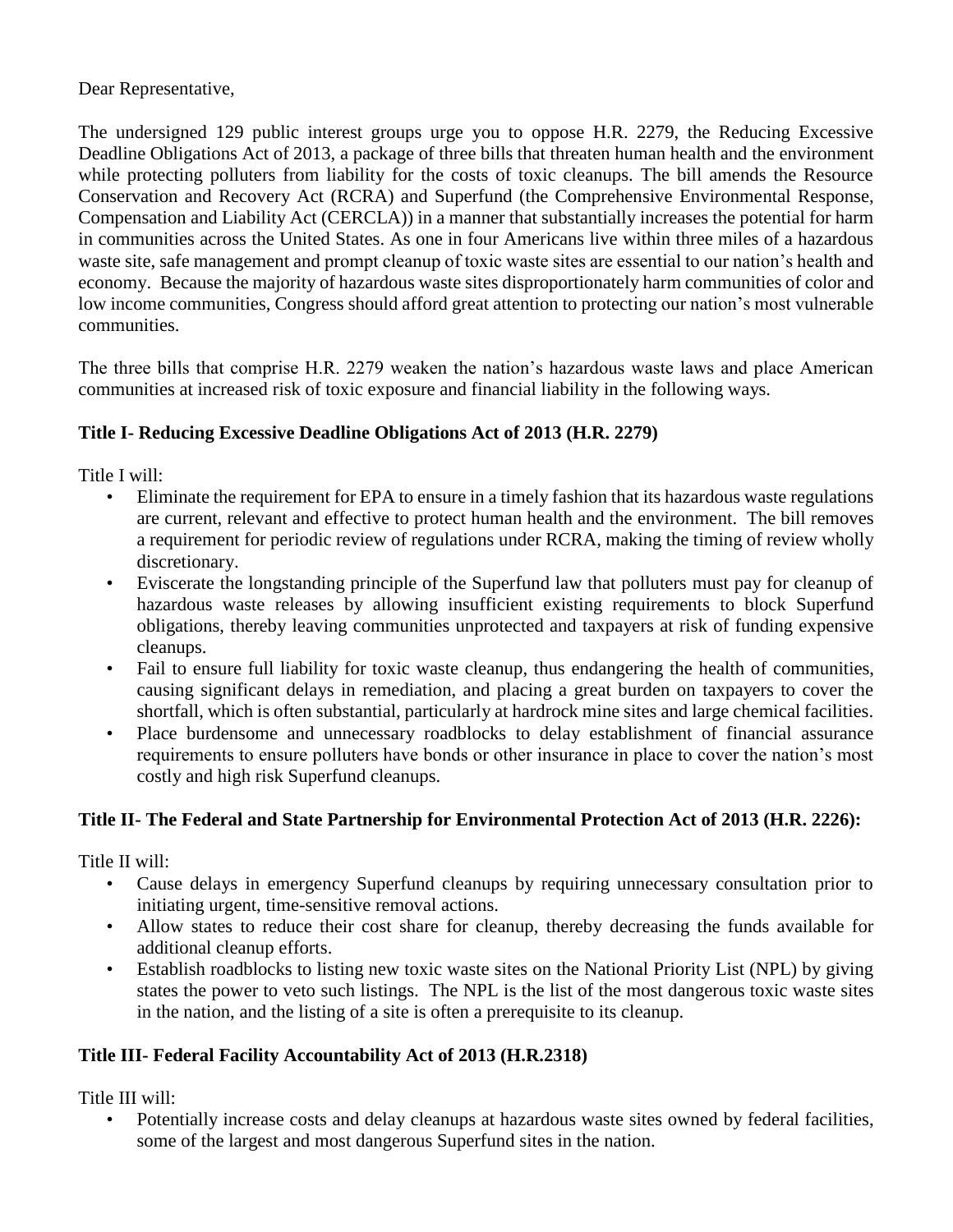Dear Representative,

The undersigned 129 public interest groups urge you to oppose H.R. 2279, the Reducing Excessive Deadline Obligations Act of 2013, a package of three bills that threaten human health and the environment while protecting polluters from liability for the costs of toxic cleanups. The bill amends the Resource Conservation and Recovery Act (RCRA) and Superfund (the Comprehensive Environmental Response, Compensation and Liability Act (CERCLA)) in a manner that substantially increases the potential for harm in communities across the United States. As one in four Americans live within three miles of a hazardous waste site, safe management and prompt cleanup of toxic waste sites are essential to our nation's health and economy. Because the majority of hazardous waste sites disproportionately harm communities of color and low income communities, Congress should afford great attention to protecting our nation's most vulnerable communities.

The three bills that comprise H.R. 2279 weaken the nation's hazardous waste laws and place American communities at increased risk of toxic exposure and financial liability in the following ways.

**Title I- Reducing Excessive Deadline Obligations Act of 2013 (H.R. 2279)**

Title I will:

- Eliminate the requirement for EPA to ensure in a timely fashion that its hazardous waste regulations are current, relevant and effective to protect human health and the environment. The bill removes a requirement for periodic review of regulations under RCRA, making the timing of review wholly discretionary.
- Eviscerate the longstanding principle of the Superfund law that polluters must pay for cleanup of hazardous waste releases by allowing insufficient existing requirements to block Superfund obligations, thereby leaving communities unprotected and taxpayers at risk of funding expensive cleanups.
- Fail to ensure full liability for toxic waste cleanup, thus endangering the health of communities, causing significant delays in remediation, and placing a great burden on taxpayers to cover the shortfall, which is often substantial, particularly at hardrock mine sites and large chemical facilities.
- Place burdensome and unnecessary roadblocks to delay establishment of financial assurance requirements to ensure polluters have bonds or other insurance in place to cover the nation's most costly and high risk Superfund cleanups.

**Title II- The Federal and State Partnership for Environmental Protection Act of 2013 (H.R. 2226):**

Title II will:

- Cause delays in emergency Superfund cleanups by requiring unnecessary consultation prior to initiating urgent, time-sensitive removal actions.
- Allow states to reduce their cost share for cleanup, thereby decreasing the funds available for additional cleanup efforts.
- Establish roadblocks to listing new toxic waste sites on the National Priority List (NPL) by giving states the power to veto such listings. The NPL is the list of the most dangerous toxic waste sites in the nation, and the listing of a site is often a prerequisite to its cleanup.

**Title III- Federal Facility Accountability Act of 2013 (H.R.2318)**

Title III will:

- Potentially increase costs and delay cleanups at hazardous waste sites owned by federal facilities, some of the largest and most dangerous Superfund sites in the nation.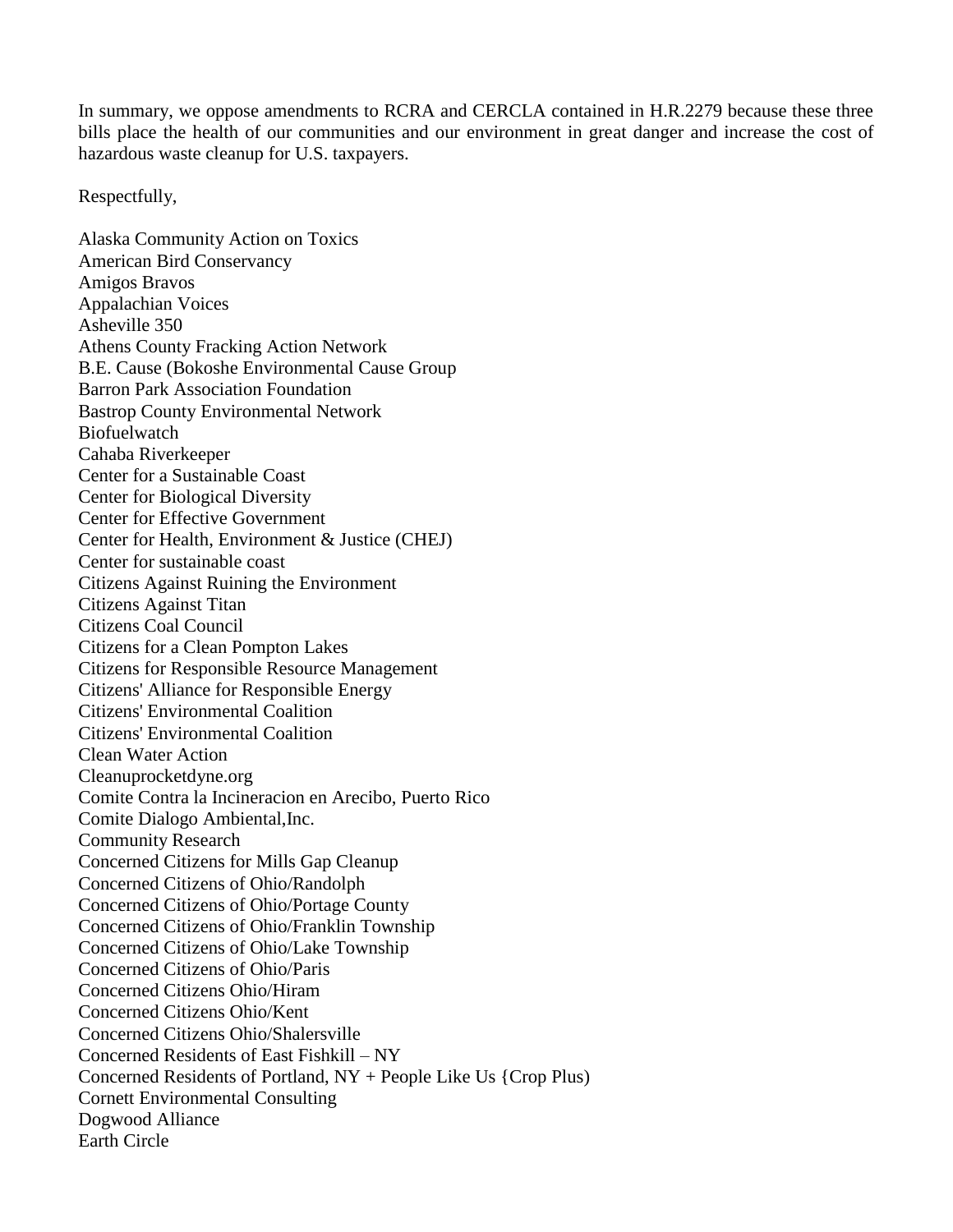In summary, we oppose amendments to RCRA and CERCLA contained in H.R.2279 because these three bills place the health of our communities and our environment in great danger and increase the cost of hazardous waste cleanup for U.S. taxpayers.

Respectfully,

Alaska Community Action on Toxics
American Bird Conservancy
Amigos Bravos
Appalachian Voices
Asheville 350
Athens County Fracking Action Network
B.E. Cause (Bokoshe Environmental Cause Group
Barron Park Association Foundation
Bastrop County Environmental Network
Biofuelwatch
Cahaba Riverkeeper
Center for a Sustainable Coast
Center for Biological Diversity
Center for Effective Government
Center for Health, Environment & Justice (CHEJ)
Center for sustainable coast
Citizens Against Ruining the Environment
Citizens Against Titan
Citizens Coal Council
Citizens for a Clean Pompton Lakes
Citizens for Responsible Resource Management
Citizens' Alliance for Responsible Energy
Citizens' Environmental Coalition
Citizens' Environmental Coalition
Clean Water Action
Cleanuprocketdyne.org
Comite Contra la Incineracion en Arecibo, Puerto Rico
Comite Dialogo Ambiental,Inc.
Community Research
Concerned Citizens for Mills Gap Cleanup
Concerned Citizens of Ohio/Randolph
Concerned Citizens of Ohio/Portage County
Concerned Citizens of Ohio/Franklin Township
Concerned Citizens of Ohio/Lake Township
Concerned Citizens of Ohio/Paris
Concerned Citizens Ohio/Hiram
Concerned Citizens Ohio/Kent
Concerned Citizens Ohio/Shalersville
Concerned Residents of East Fishkill – NY
Concerned Residents of Portland, NY + People Like Us {Crop Plus)
Cornett Environmental Consulting
Dogwood Alliance
Earth Circle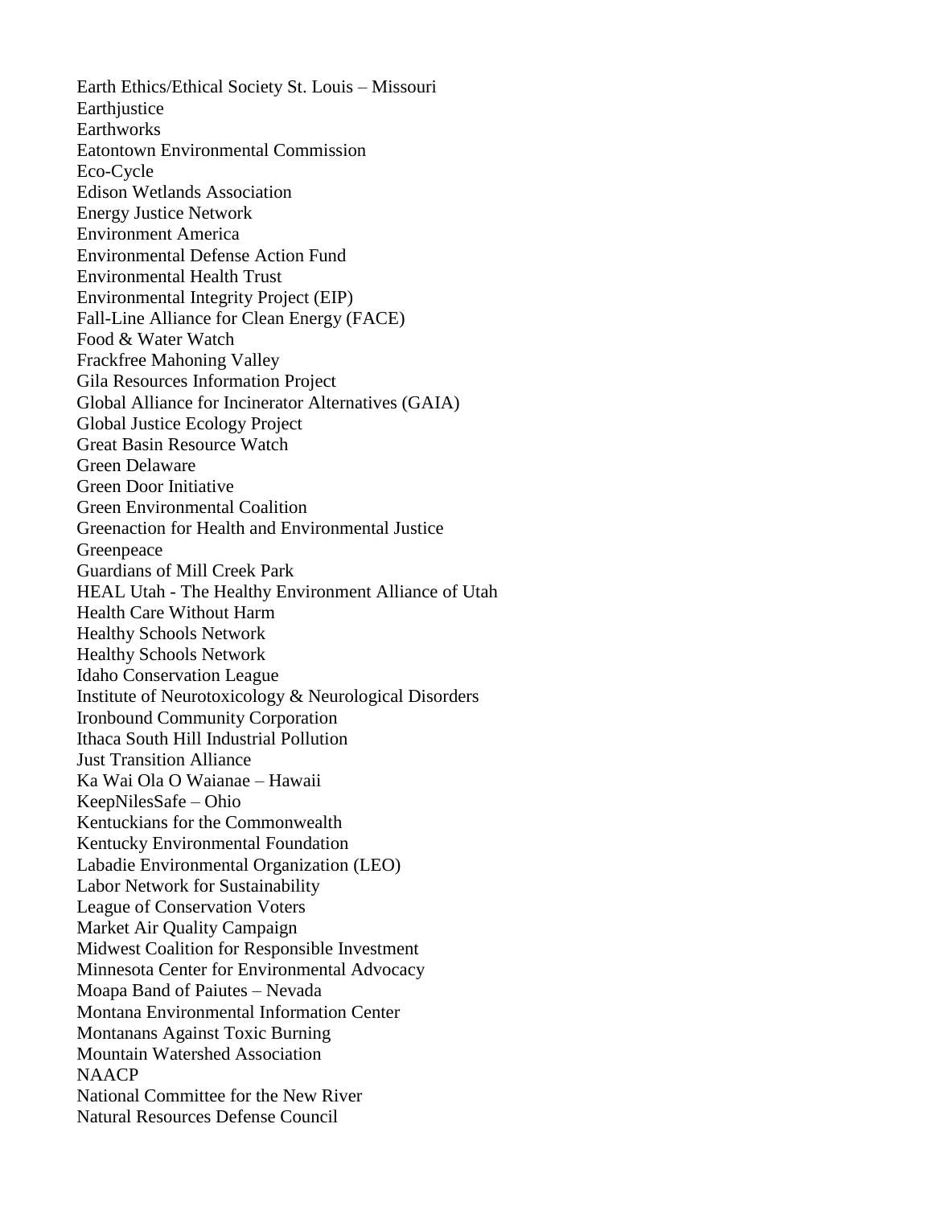Earth Ethics/Ethical Society St. Louis – Missouri
Earthjustice
Earthworks
Eatontown Environmental Commission
Eco-Cycle
Edison Wetlands Association
Energy Justice Network
Environment America
Environmental Defense Action Fund
Environmental Health Trust
Environmental Integrity Project (EIP)
Fall-Line Alliance for Clean Energy (FACE)
Food & Water Watch
Frackfree Mahoning Valley
Gila Resources Information Project
Global Alliance for Incinerator Alternatives (GAIA)
Global Justice Ecology Project
Great Basin Resource Watch
Green Delaware
Green Door Initiative
Green Environmental Coalition
Greenaction for Health and Environmental Justice
Greenpeace
Guardians of Mill Creek Park
HEAL Utah - The Healthy Environment Alliance of Utah
Health Care Without Harm
Healthy Schools Network
Healthy Schools Network
Idaho Conservation League
Institute of Neurotoxicology & Neurological Disorders
Ironbound Community Corporation
Ithaca South Hill Industrial Pollution
Just Transition Alliance
Ka Wai Ola O Waianae – Hawaii
KeepNilesSafe – Ohio
Kentuckians for the Commonwealth
Kentucky Environmental Foundation
Labadie Environmental Organization (LEO)
Labor Network for Sustainability
League of Conservation Voters
Market Air Quality Campaign
Midwest Coalition for Responsible Investment
Minnesota Center for Environmental Advocacy
Moapa Band of Paiutes – Nevada
Montana Environmental Information Center
Montanans Against Toxic Burning
Mountain Watershed Association
NAACP
National Committee for the New River
Natural Resources Defense Council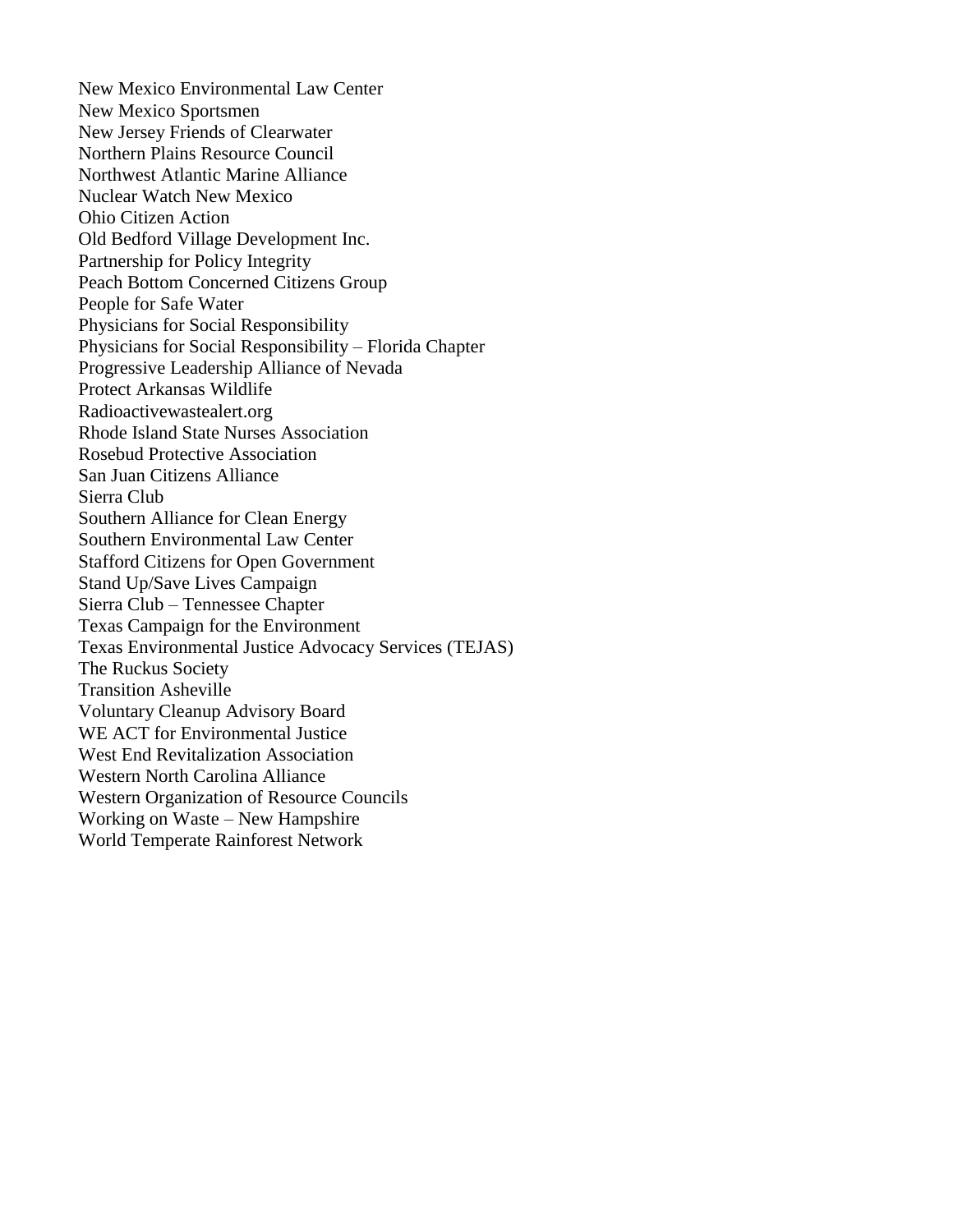New Mexico Environmental Law Center
New Mexico Sportsmen
New Jersey Friends of Clearwater
Northern Plains Resource Council
Northwest Atlantic Marine Alliance
Nuclear Watch New Mexico
Ohio Citizen Action
Old Bedford Village Development Inc.
Partnership for Policy Integrity
Peach Bottom Concerned Citizens Group
People for Safe Water
Physicians for Social Responsibility
Physicians for Social Responsibility – Florida Chapter
Progressive Leadership Alliance of Nevada
Protect Arkansas Wildlife
Radioactivewastealert.org
Rhode Island State Nurses Association
Rosebud Protective Association
San Juan Citizens Alliance
Sierra Club
Southern Alliance for Clean Energy
Southern Environmental Law Center
Stafford Citizens for Open Government
Stand Up/Save Lives Campaign
Sierra Club – Tennessee Chapter
Texas Campaign for the Environment
Texas Environmental Justice Advocacy Services (TEJAS)
The Ruckus Society
Transition Asheville
Voluntary Cleanup Advisory Board
WE ACT for Environmental Justice
West End Revitalization Association
Western North Carolina Alliance
Western Organization of Resource Councils
Working on Waste – New Hampshire
World Temperate Rainforest Network